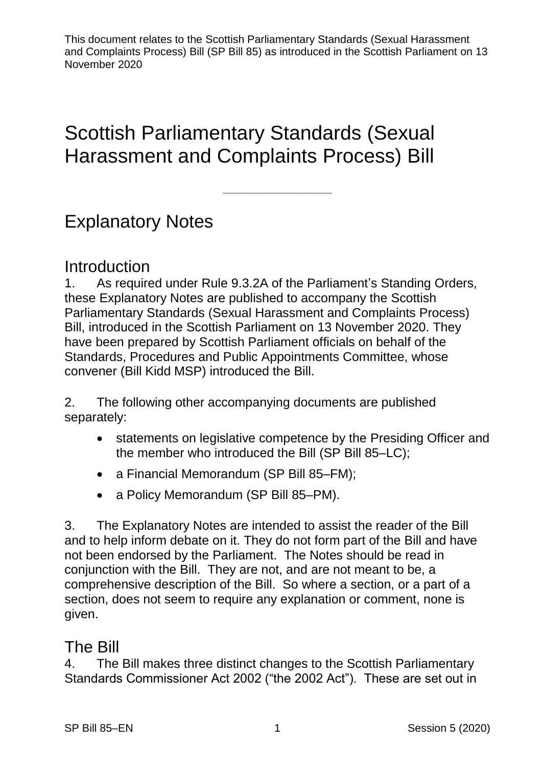This document relates to the Scottish Parliamentary Standards (Sexual Harassment and Complaints Process) Bill (SP Bill 85) as introduced in the Scottish Parliament on 13 November 2020

# Scottish Parliamentary Standards (Sexual Harassment and Complaints Process) Bill

---

# Explanatory Notes

## Introduction

1. As required under Rule 9.3.2A of the Parliament's Standing Orders, these Explanatory Notes are published to accompany the Scottish Parliamentary Standards (Sexual Harassment and Complaints Process) Bill, introduced in the Scottish Parliament on 13 November 2020. They have been prepared by Scottish Parliament officials on behalf of the Standards, Procedures and Public Appointments Committee, whose convener (Bill Kidd MSP) introduced the Bill.

2. The following other accompanying documents are published separately:

- statements on legislative competence by the Presiding Officer and the member who introduced the Bill (SP Bill 85–LC);
- a Financial Memorandum (SP Bill 85–FM);
- a Policy Memorandum (SP Bill 85–PM).

3. The Explanatory Notes are intended to assist the reader of the Bill and to help inform debate on it. They do not form part of the Bill and have not been endorsed by the Parliament. The Notes should be read in conjunction with the Bill. They are not, and are not meant to be, a comprehensive description of the Bill. So where a section, or a part of a section, does not seem to require any explanation or comment, none is given.

## The Bill

4. The Bill makes three distinct changes to the Scottish Parliamentary Standards Commissioner Act 2002 ("the 2002 Act"). These are set out in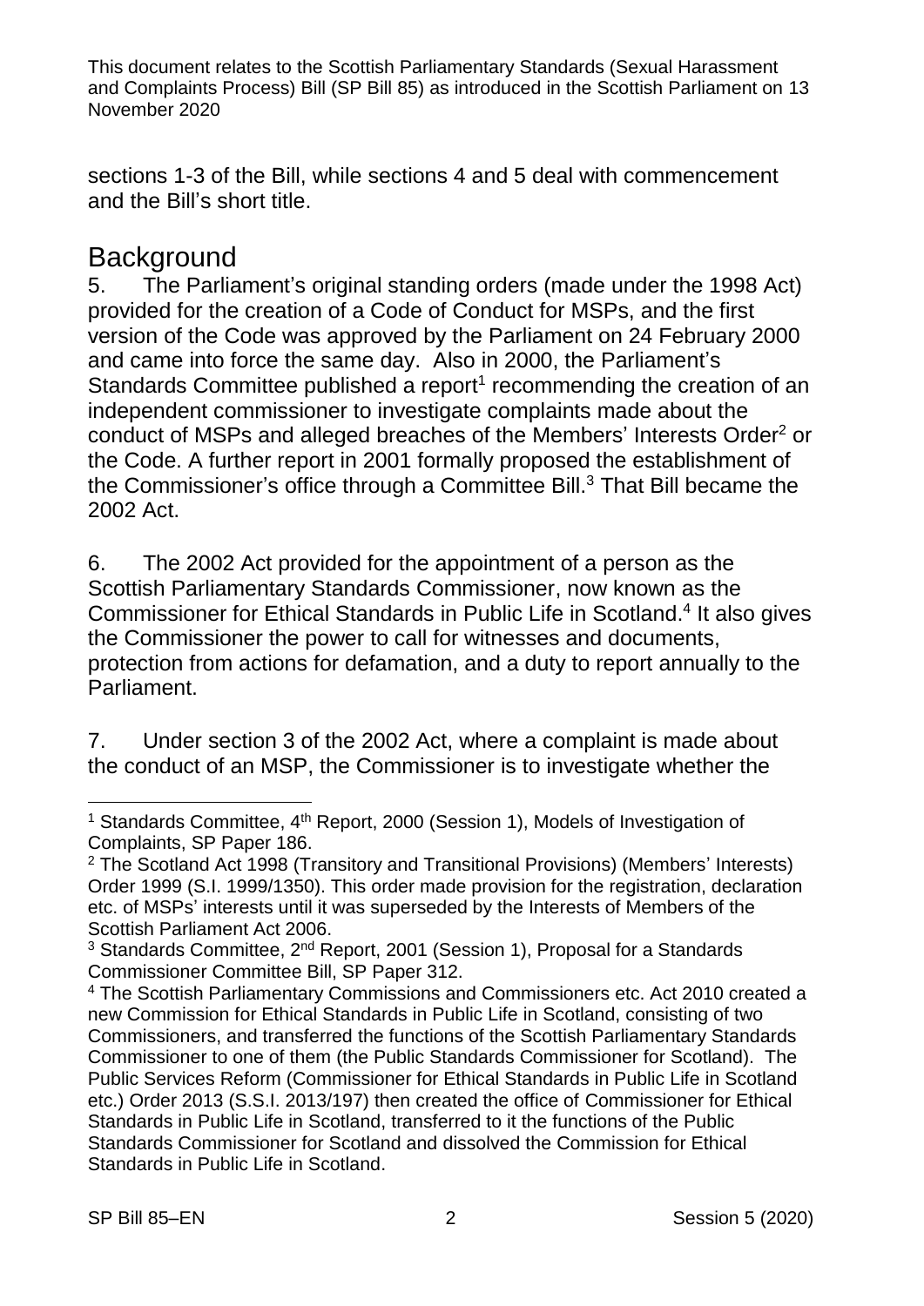sections 1-3 of the Bill, while sections 4 and 5 deal with commencement and the Bill's short title.

## Background

5. The Parliament's original standing orders (made under the 1998 Act) provided for the creation of a Code of Conduct for MSPs, and the first version of the Code was approved by the Parliament on 24 February 2000 and came into force the same day. Also in 2000, the Parliament's Standards Committee published a report[1] recommending the creation of an independent commissioner to investigate complaints made about the conduct of MSPs and alleged breaches of the Members' Interests Order[2] or the Code. A further report in 2001 formally proposed the establishment of the Commissioner's office through a Committee Bill.[3] That Bill became the 2002 Act.

6. The 2002 Act provided for the appointment of a person as the Scottish Parliamentary Standards Commissioner, now known as the Commissioner for Ethical Standards in Public Life in Scotland.[4] It also gives the Commissioner the power to call for witnesses and documents, protection from actions for defamation, and a duty to report annually to the Parliament.

7. Under section 3 of the 2002 Act, where a complaint is made about the conduct of an MSP, the Commissioner is to investigate whether the

---

[1] Standards Committee, 4th Report, 2000 (Session 1), Models of Investigation of Complaints, SP Paper 186.

[2] The Scotland Act 1998 (Transitory and Transitional Provisions) (Members' Interests) Order 1999 (S.I. 1999/1350). This order made provision for the registration, declaration etc. of MSPs' interests until it was superseded by the Interests of Members of the Scottish Parliament Act 2006.

[3] Standards Committee, 2nd Report, 2001 (Session 1), Proposal for a Standards Commissioner Committee Bill, SP Paper 312.

[4] The Scottish Parliamentary Commissions and Commissioners etc. Act 2010 created a new Commission for Ethical Standards in Public Life in Scotland, consisting of two Commissioners, and transferred the functions of the Scottish Parliamentary Standards Commissioner to one of them (the Public Standards Commissioner for Scotland). The Public Services Reform (Commissioner for Ethical Standards in Public Life in Scotland etc.) Order 2013 (S.S.I. 2013/197) then created the office of Commissioner for Ethical Standards in Public Life in Scotland, transferred to it the functions of the Public Standards Commissioner for Scotland and dissolved the Commission for Ethical Standards in Public Life in Scotland.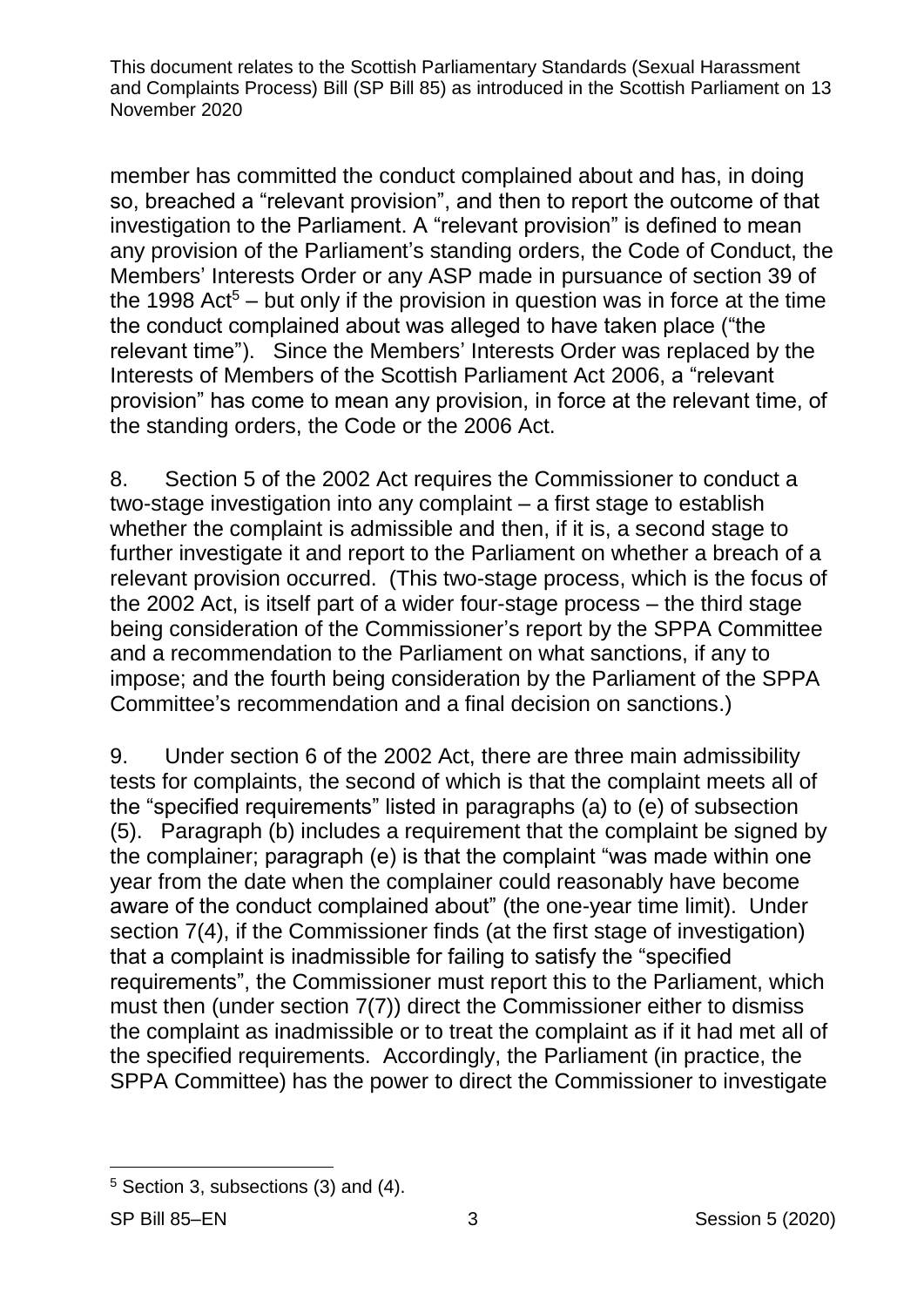member has committed the conduct complained about and has, in doing so, breached a "relevant provision", and then to report the outcome of that investigation to the Parliament. A "relevant provision" is defined to mean any provision of the Parliament's standing orders, the Code of Conduct, the Members' Interests Order or any ASP made in pursuance of section 39 of the 1998 Act[5] – but only if the provision in question was in force at the time the conduct complained about was alleged to have taken place ("the relevant time"). Since the Members' Interests Order was replaced by the Interests of Members of the Scottish Parliament Act 2006, a "relevant provision" has come to mean any provision, in force at the relevant time, of the standing orders, the Code or the 2006 Act.

8. Section 5 of the 2002 Act requires the Commissioner to conduct a two-stage investigation into any complaint – a first stage to establish whether the complaint is admissible and then, if it is, a second stage to further investigate it and report to the Parliament on whether a breach of a relevant provision occurred. (This two-stage process, which is the focus of the 2002 Act, is itself part of a wider four-stage process – the third stage being consideration of the Commissioner's report by the SPPA Committee and a recommendation to the Parliament on what sanctions, if any to impose; and the fourth being consideration by the Parliament of the SPPA Committee's recommendation and a final decision on sanctions.)

9. Under section 6 of the 2002 Act, there are three main admissibility tests for complaints, the second of which is that the complaint meets all of the "specified requirements" listed in paragraphs (a) to (e) of subsection (5). Paragraph (b) includes a requirement that the complaint be signed by the complainer; paragraph (e) is that the complaint "was made within one year from the date when the complainer could reasonably have become aware of the conduct complained about" (the one-year time limit). Under section 7(4), if the Commissioner finds (at the first stage of investigation) that a complaint is inadmissible for failing to satisfy the "specified requirements", the Commissioner must report this to the Parliament, which must then (under section 7(7)) direct the Commissioner either to dismiss the complaint as inadmissible or to treat the complaint as if it had met all of the specified requirements. Accordingly, the Parliament (in practice, the SPPA Committee) has the power to direct the Commissioner to investigate

[5] Section 3, subsections (3) and (4).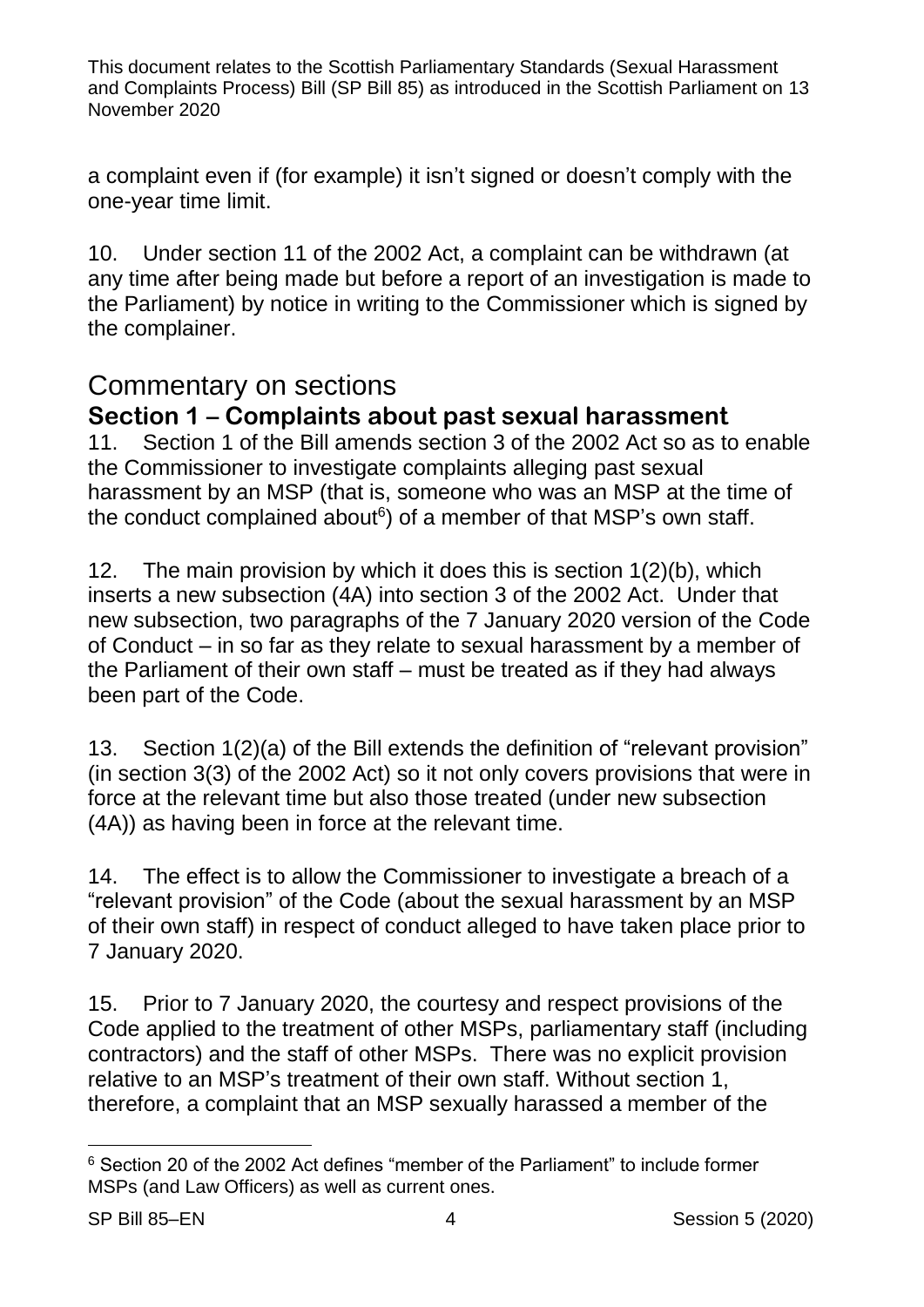a complaint even if (for example) it isn't signed or doesn't comply with the one-year time limit.

10. Under section 11 of the 2002 Act, a complaint can be withdrawn (at any time after being made but before a report of an investigation is made to the Parliament) by notice in writing to the Commissioner which is signed by the complainer.

## Commentary on sections

### Section 1 – Complaints about past sexual harassment

11. Section 1 of the Bill amends section 3 of the 2002 Act so as to enable the Commissioner to investigate complaints alleging past sexual harassment by an MSP (that is, someone who was an MSP at the time of the conduct complained about[6]) of a member of that MSP's own staff.

12. The main provision by which it does this is section 1(2)(b), which inserts a new subsection (4A) into section 3 of the 2002 Act. Under that new subsection, two paragraphs of the 7 January 2020 version of the Code of Conduct – in so far as they relate to sexual harassment by a member of the Parliament of their own staff – must be treated as if they had always been part of the Code.

13. Section 1(2)(a) of the Bill extends the definition of "relevant provision" (in section 3(3) of the 2002 Act) so it not only covers provisions that were in force at the relevant time but also those treated (under new subsection (4A)) as having been in force at the relevant time.

14. The effect is to allow the Commissioner to investigate a breach of a "relevant provision" of the Code (about the sexual harassment by an MSP of their own staff) in respect of conduct alleged to have taken place prior to 7 January 2020.

15. Prior to 7 January 2020, the courtesy and respect provisions of the Code applied to the treatment of other MSPs, parliamentary staff (including contractors) and the staff of other MSPs. There was no explicit provision relative to an MSP's treatment of their own staff. Without section 1, therefore, a complaint that an MSP sexually harassed a member of the

[6] Section 20 of the 2002 Act defines "member of the Parliament" to include former MSPs (and Law Officers) as well as current ones.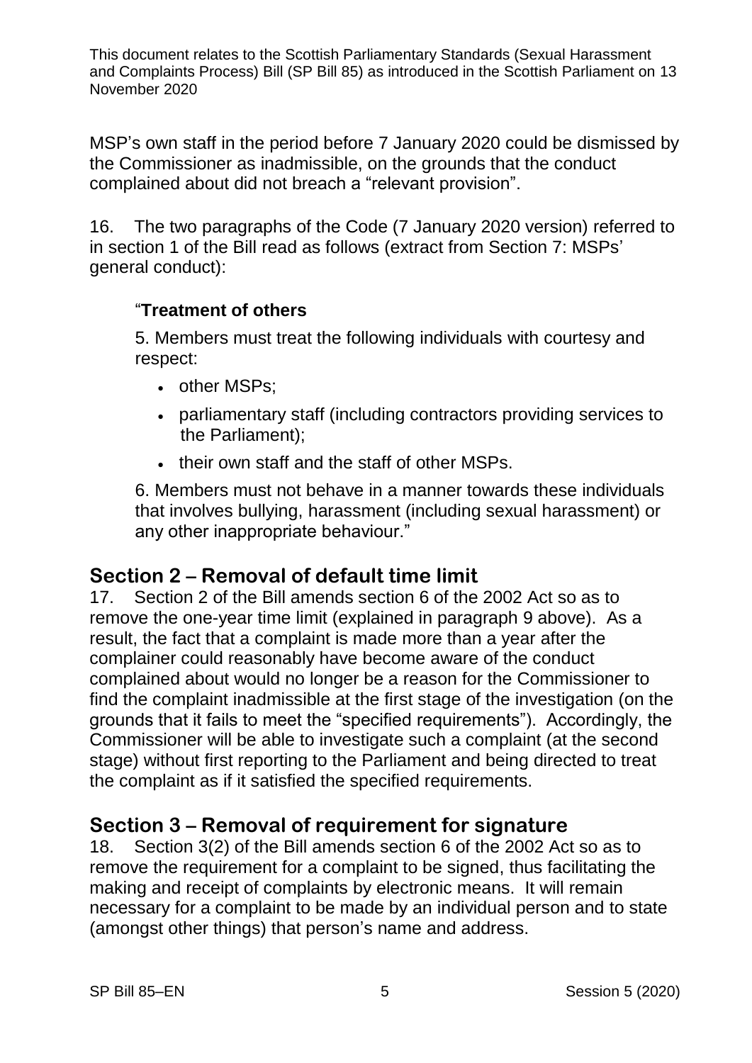MSP's own staff in the period before 7 January 2020 could be dismissed by the Commissioner as inadmissible, on the grounds that the conduct complained about did not breach a "relevant provision".

16. The two paragraphs of the Code (7 January 2020 version) referred to in section 1 of the Bill read as follows (extract from Section 7: MSPs' general conduct):

> "**Treatment of others**
>
> 5. Members must treat the following individuals with courtesy and respect:
>
> - other MSPs;
> - parliamentary staff (including contractors providing services to the Parliament);
> - their own staff and the staff of other MSPs.
>
> 6. Members must not behave in a manner towards these individuals that involves bullying, harassment (including sexual harassment) or any other inappropriate behaviour."

## Section 2 – Removal of default time limit

17. Section 2 of the Bill amends section 6 of the 2002 Act so as to remove the one-year time limit (explained in paragraph 9 above). As a result, the fact that a complaint is made more than a year after the complainer could reasonably have become aware of the conduct complained about would no longer be a reason for the Commissioner to find the complaint inadmissible at the first stage of the investigation (on the grounds that it fails to meet the "specified requirements"). Accordingly, the Commissioner will be able to investigate such a complaint (at the second stage) without first reporting to the Parliament and being directed to treat the complaint as if it satisfied the specified requirements.

## Section 3 – Removal of requirement for signature

18. Section 3(2) of the Bill amends section 6 of the 2002 Act so as to remove the requirement for a complaint to be signed, thus facilitating the making and receipt of complaints by electronic means. It will remain necessary for a complaint to be made by an individual person and to state (amongst other things) that person's name and address.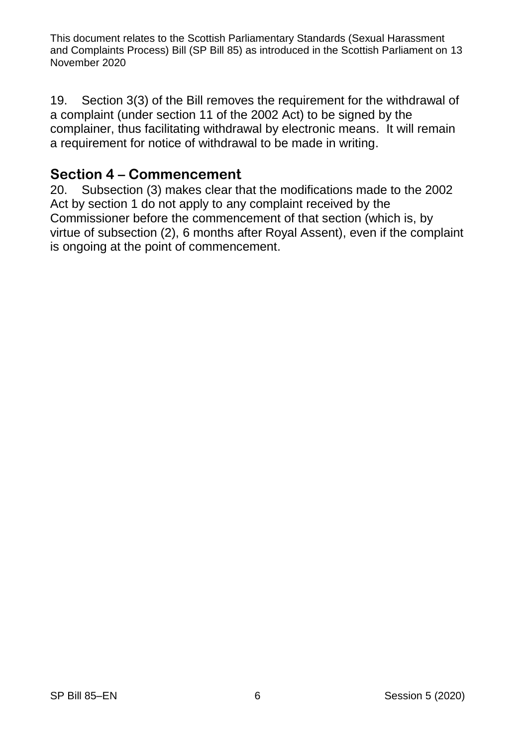19. Section 3(3) of the Bill removes the requirement for the withdrawal of a complaint (under section 11 of the 2002 Act) to be signed by the complainer, thus facilitating withdrawal by electronic means. It will remain a requirement for notice of withdrawal to be made in writing.

## Section 4 – Commencement

20. Subsection (3) makes clear that the modifications made to the 2002 Act by section 1 do not apply to any complaint received by the Commissioner before the commencement of that section (which is, by virtue of subsection (2), 6 months after Royal Assent), even if the complaint is ongoing at the point of commencement.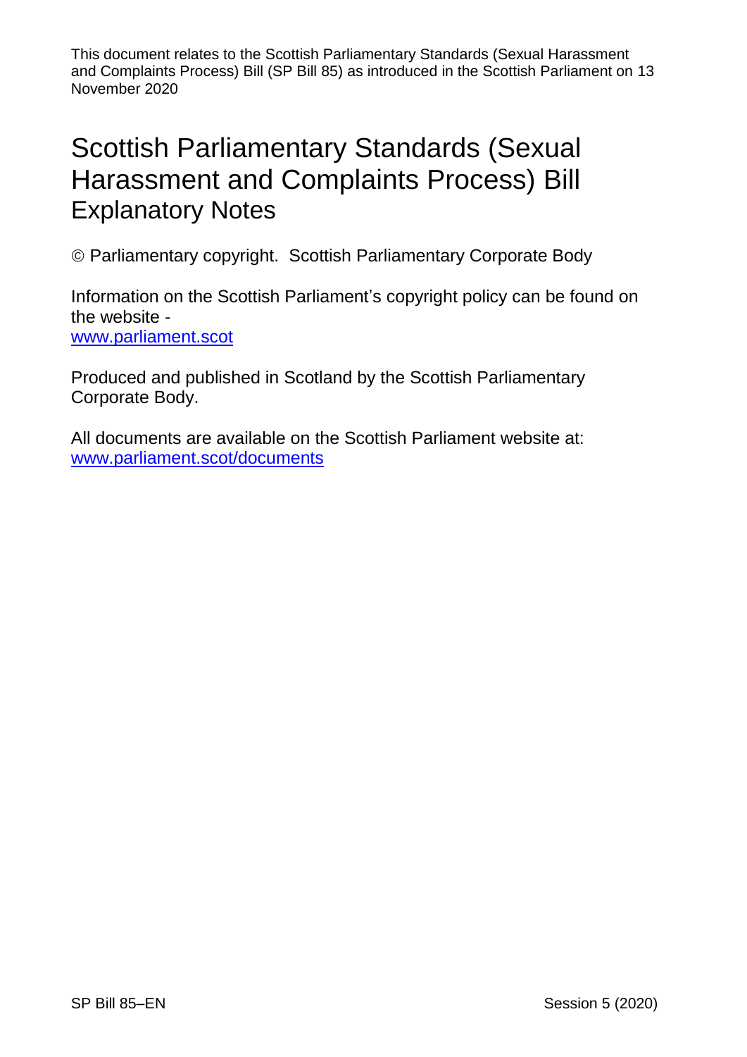This document relates to the Scottish Parliamentary Standards (Sexual Harassment and Complaints Process) Bill (SP Bill 85) as introduced in the Scottish Parliament on 13 November 2020

# Scottish Parliamentary Standards (Sexual Harassment and Complaints Process) Bill
## Explanatory Notes

© Parliamentary copyright. Scottish Parliamentary Corporate Body

Information on the Scottish Parliament's copyright policy can be found on the website - [www.parliament.scot](http://www.parliament.scot)

Produced and published in Scotland by the Scottish Parliamentary Corporate Body.

All documents are available on the Scottish Parliament website at: [www.parliament.scot/documents](http://www.parliament.scot/documents)

SP Bill 85–EN

Session 5 (2020)